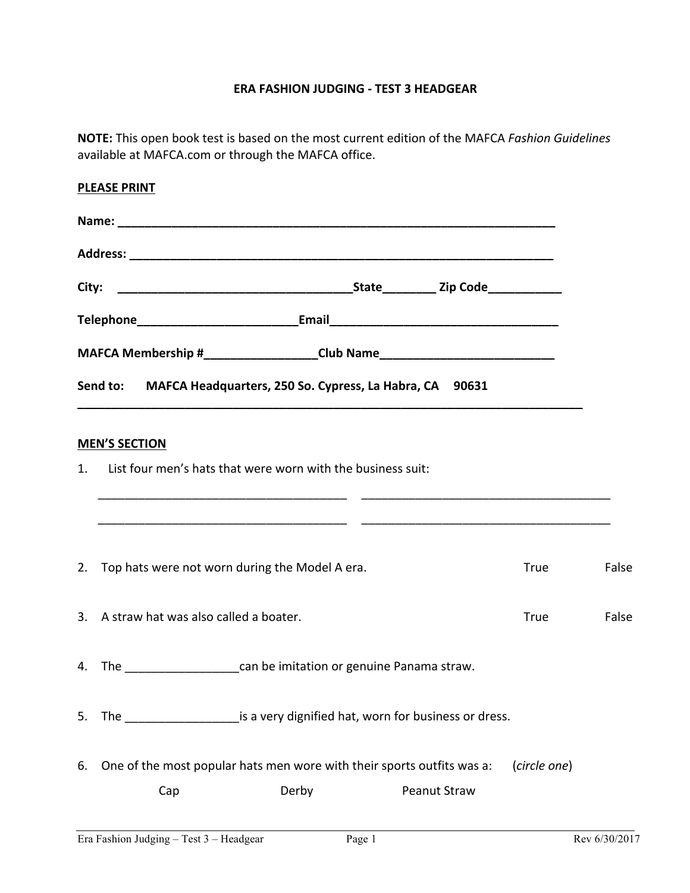# ERA FASHION JUDGING - TEST 3 HEADGEAR

**NOTE:** This open book test is based on the most current edition of the MAFCA *Fashion Guidelines* available at MAFCA.com or through the MAFCA office.

**PLEASE PRINT**

**Name:** ______________________________________________________________________

**Address:** ____________________________________________________________________

**City:** ___________________________________ **State**________ **Zip Code**___________

**Telephone**________________________ **Email**__________________________________

**MAFCA Membership #**________________ **Club Name**__________________________

**Send to:** **MAFCA Headquarters, 250 So. Cypress, La Habra, CA 90631**

---

**MEN'S SECTION**

1. List four men's hats that were worn with the business suit:

   ______________________________________ ______________________________________

   ______________________________________ ______________________________________

2. Top hats were not worn during the Model A era. True False

3. A straw hat was also called a boater. True False

4. The _________________can be imitation or genuine Panama straw.

5. The _________________is a very dignified hat, worn for business or dress.

6. One of the most popular hats men wore with their sports outfits was a: (*circle one*)

   Cap Derby Peanut Straw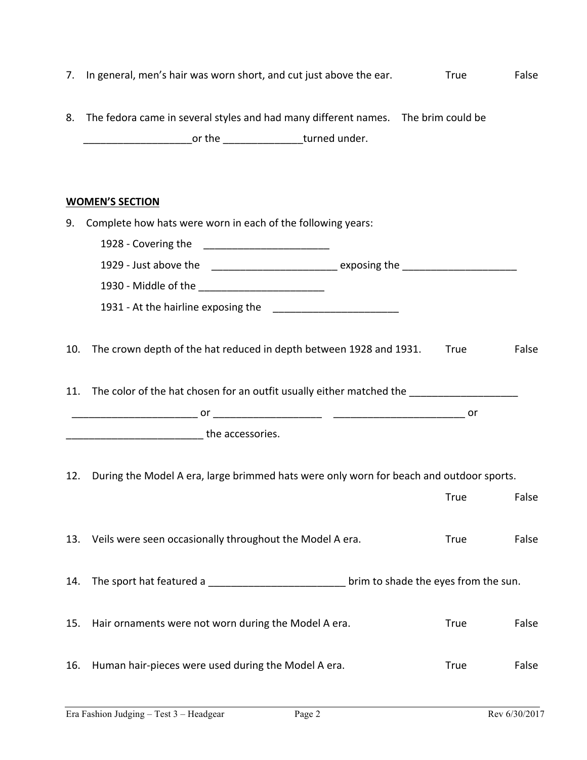7. In general, men's hair was worn short, and cut just above the ear. True False

8. The fedora came in several styles and had many different names. The brim could be ___________________or the _____________turned under.

**WOMEN'S SECTION**

9. Complete how hats were worn in each of the following years:

   1928 - Covering the ______________________

   1929 - Just above the ______________________ exposing the ____________________

   1930 - Middle of the ______________________

   1931 - At the hairline exposing the ______________________

10. The crown depth of the hat reduced in depth between 1928 and 1931. True False

11. The color of the hat chosen for an outfit usually either matched the ___________________ ______________________ or __________________ _______________________ or ________________________ the accessories.

12. During the Model A era, large brimmed hats were only worn for beach and outdoor sports.

    True False

13. Veils were seen occasionally throughout the Model A era. True False

14. The sport hat featured a ________________________ brim to shade the eyes from the sun.

15. Hair ornaments were not worn during the Model A era. True False

16. Human hair-pieces were used during the Model A era. True False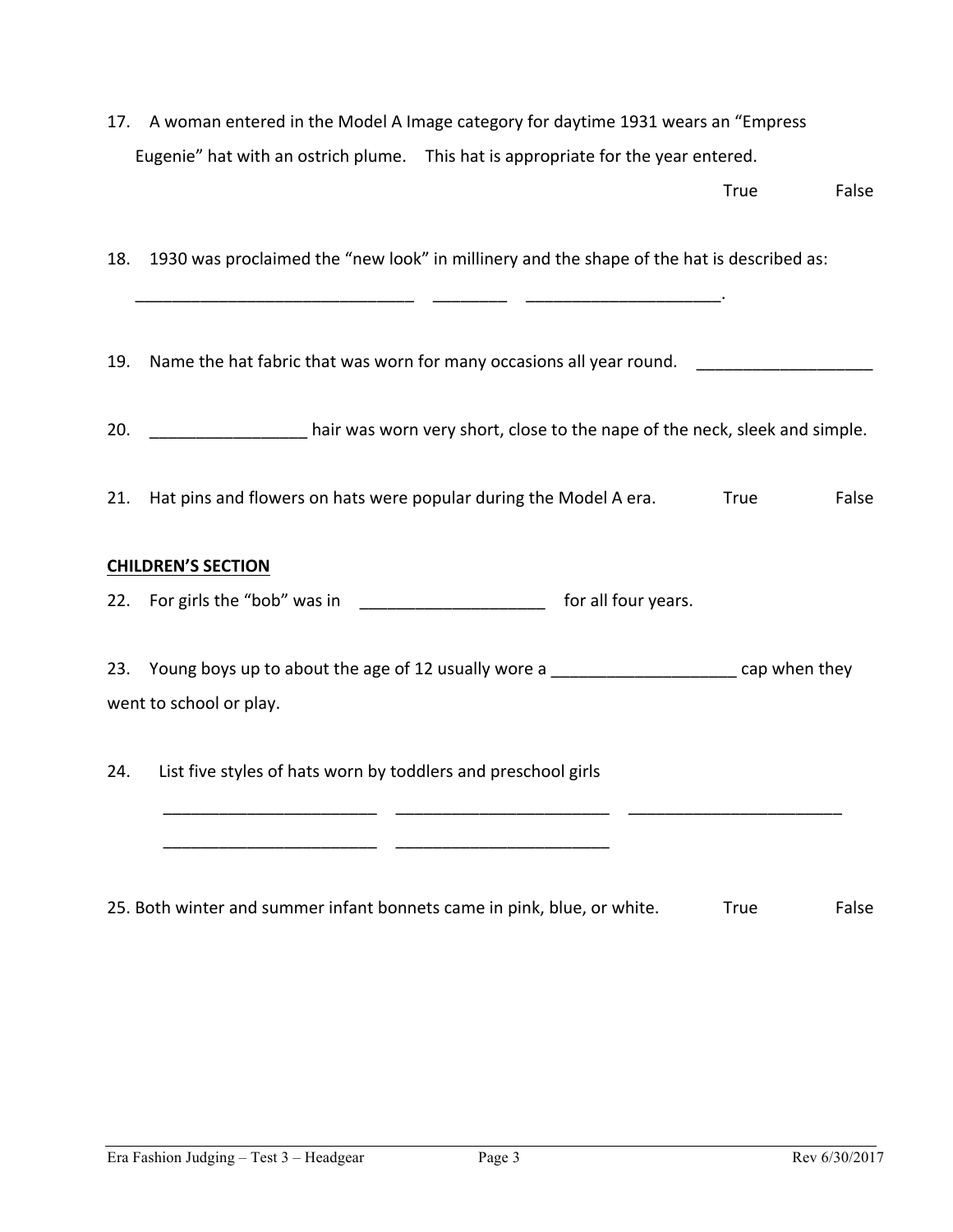17. A woman entered in the Model A Image category for daytime 1931 wears an "Empress Eugenie" hat with an ostrich plume. This hat is appropriate for the year entered.

True False

18. 1930 was proclaimed the "new look" in millinery and the shape of the hat is described as:

______________________________ ________ _____________________.

19. Name the hat fabric that was worn for many occasions all year round. ___________________

20. ________________ hair was worn very short, close to the nape of the neck, sleek and simple.

21. Hat pins and flowers on hats were popular during the Model A era. True False

**CHILDREN'S SECTION**

22. For girls the "bob" was in ____________________ for all four years.

23. Young boys up to about the age of 12 usually wore a ____________________ cap when they went to school or play.

24. List five styles of hats worn by toddlers and preschool girls

_______________________ _______________________ _______________________

_______________________ _______________________

25. Both winter and summer infant bonnets came in pink, blue, or white. True False